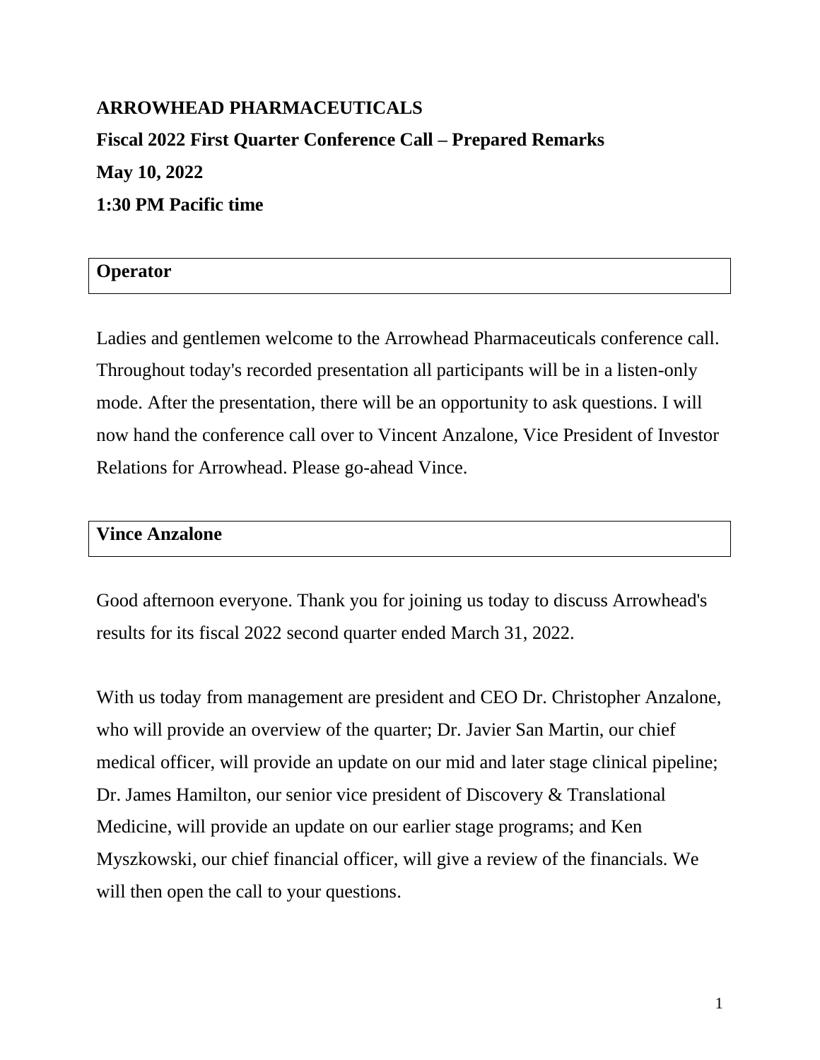**ARROWHEAD PHARMACEUTICALS**

**Fiscal 2022 First Quarter Conference Call – Prepared Remarks**

**May 10, 2022**

**1:30 PM Pacific time**

**Operator**

Ladies and gentlemen welcome to the Arrowhead Pharmaceuticals conference call. Throughout today's recorded presentation all participants will be in a listen-only mode. After the presentation, there will be an opportunity to ask questions. I will now hand the conference call over to Vincent Anzalone, Vice President of Investor Relations for Arrowhead. Please go-ahead Vince.

**Vince Anzalone**

Good afternoon everyone. Thank you for joining us today to discuss Arrowhead's results for its fiscal 2022 second quarter ended March 31, 2022.

With us today from management are president and CEO Dr. Christopher Anzalone, who will provide an overview of the quarter; Dr. Javier San Martin, our chief medical officer, will provide an update on our mid and later stage clinical pipeline; Dr. James Hamilton, our senior vice president of Discovery & Translational Medicine, will provide an update on our earlier stage programs; and Ken Myszkowski, our chief financial officer, will give a review of the financials. We will then open the call to your questions.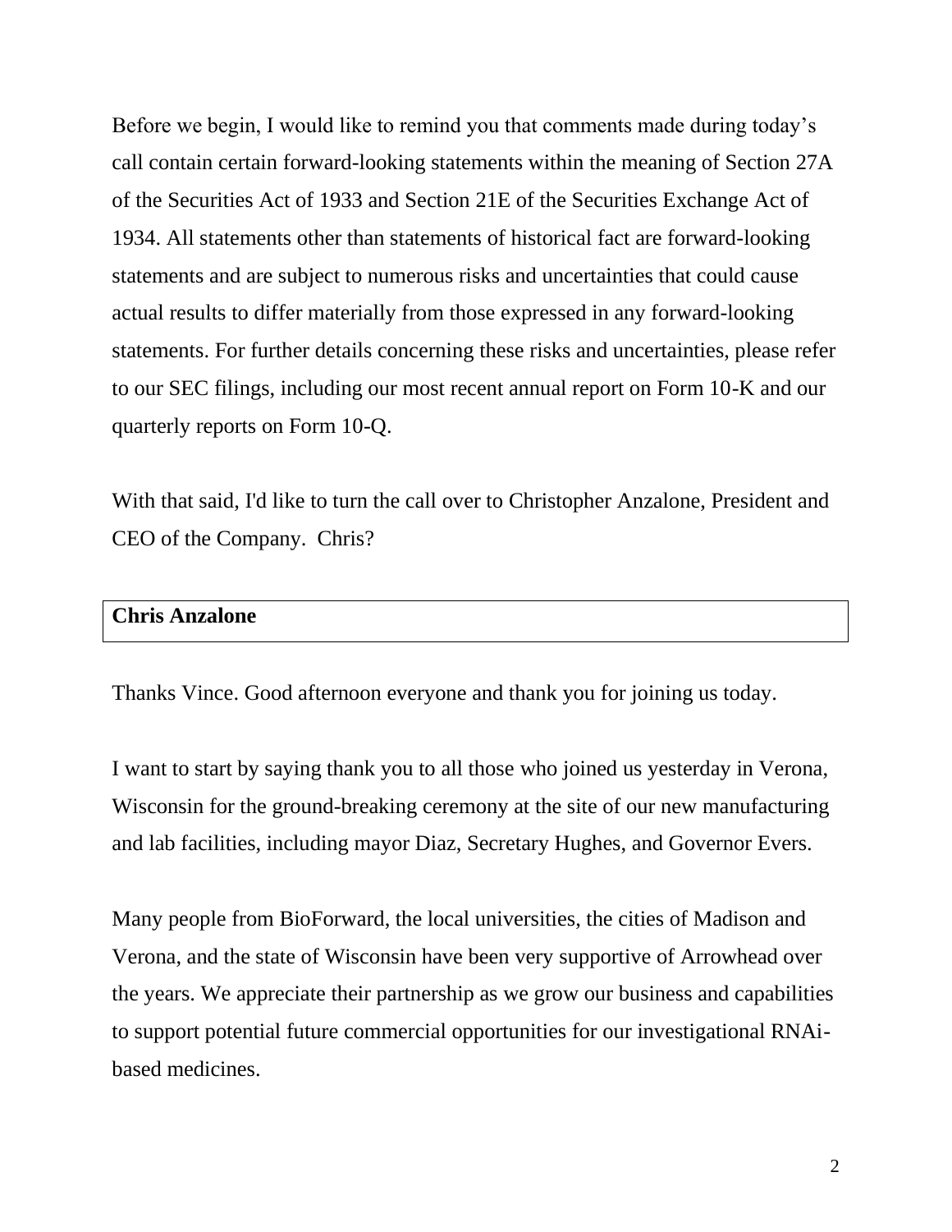Before we begin, I would like to remind you that comments made during today's call contain certain forward-looking statements within the meaning of Section 27A of the Securities Act of 1933 and Section 21E of the Securities Exchange Act of 1934. All statements other than statements of historical fact are forward-looking statements and are subject to numerous risks and uncertainties that could cause actual results to differ materially from those expressed in any forward-looking statements. For further details concerning these risks and uncertainties, please refer to our SEC filings, including our most recent annual report on Form 10-K and our quarterly reports on Form 10-Q.

With that said, I'd like to turn the call over to Christopher Anzalone, President and CEO of the Company. Chris?

**Chris Anzalone**

Thanks Vince. Good afternoon everyone and thank you for joining us today.

I want to start by saying thank you to all those who joined us yesterday in Verona, Wisconsin for the ground-breaking ceremony at the site of our new manufacturing and lab facilities, including mayor Diaz, Secretary Hughes, and Governor Evers.

Many people from BioForward, the local universities, the cities of Madison and Verona, and the state of Wisconsin have been very supportive of Arrowhead over the years. We appreciate their partnership as we grow our business and capabilities to support potential future commercial opportunities for our investigational RNAi-based medicines.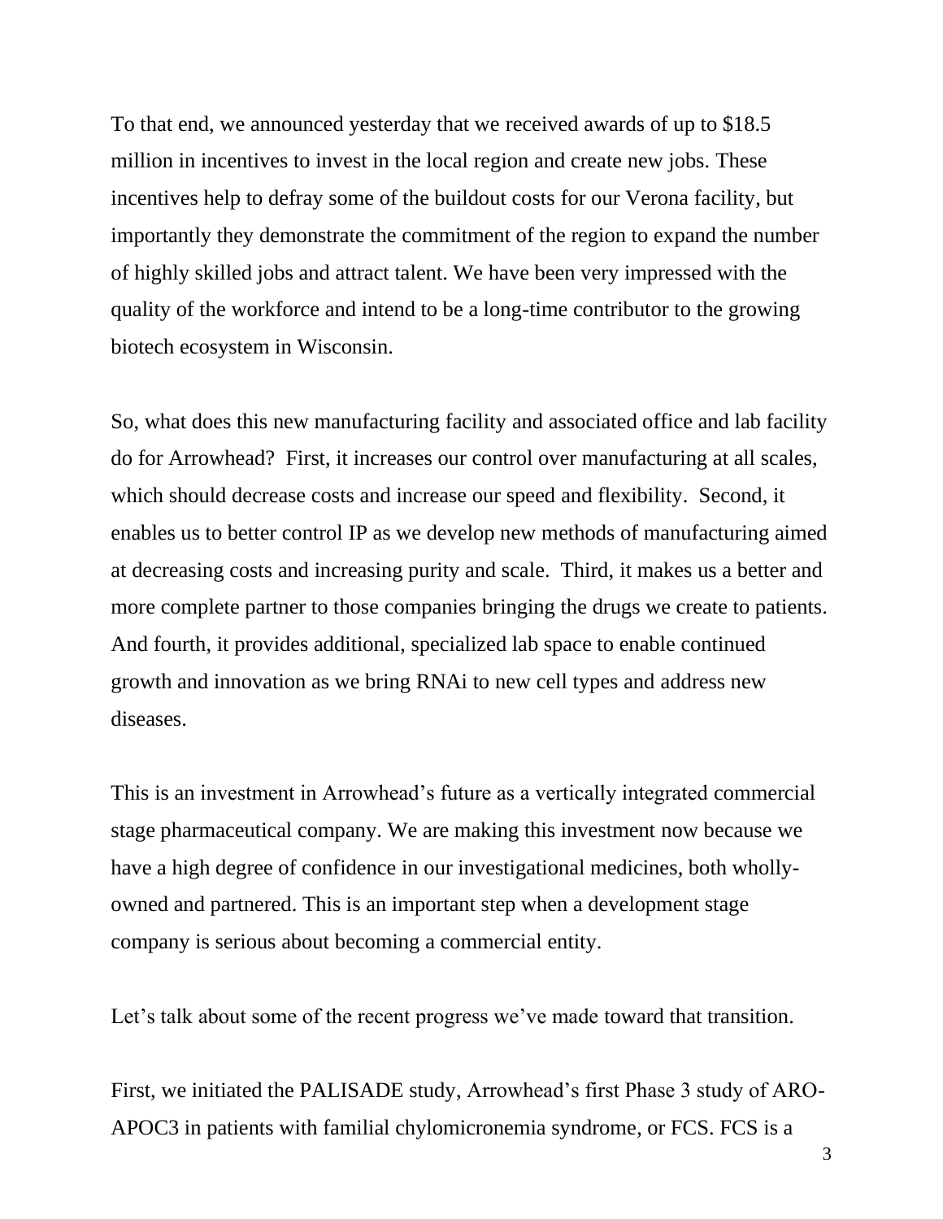To that end, we announced yesterday that we received awards of up to $18.5 million in incentives to invest in the local region and create new jobs. These incentives help to defray some of the buildout costs for our Verona facility, but importantly they demonstrate the commitment of the region to expand the number of highly skilled jobs and attract talent. We have been very impressed with the quality of the workforce and intend to be a long-time contributor to the growing biotech ecosystem in Wisconsin.

So, what does this new manufacturing facility and associated office and lab facility do for Arrowhead? First, it increases our control over manufacturing at all scales, which should decrease costs and increase our speed and flexibility. Second, it enables us to better control IP as we develop new methods of manufacturing aimed at decreasing costs and increasing purity and scale. Third, it makes us a better and more complete partner to those companies bringing the drugs we create to patients. And fourth, it provides additional, specialized lab space to enable continued growth and innovation as we bring RNAi to new cell types and address new diseases.

This is an investment in Arrowhead's future as a vertically integrated commercial stage pharmaceutical company. We are making this investment now because we have a high degree of confidence in our investigational medicines, both wholly-owned and partnered. This is an important step when a development stage company is serious about becoming a commercial entity.

Let's talk about some of the recent progress we've made toward that transition.

First, we initiated the PALISADE study, Arrowhead's first Phase 3 study of ARO-APOC3 in patients with familial chylomicronemia syndrome, or FCS. FCS is a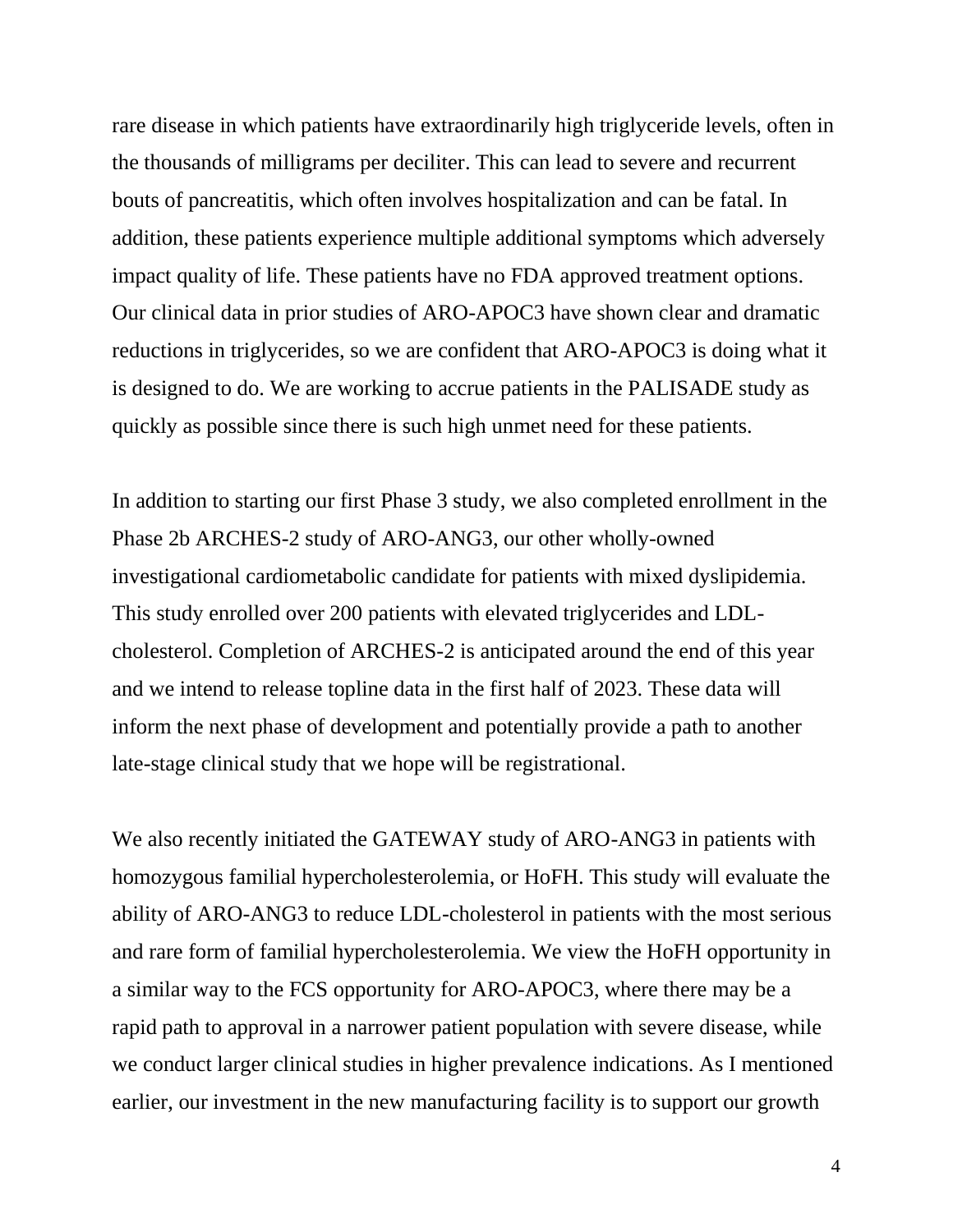rare disease in which patients have extraordinarily high triglyceride levels, often in the thousands of milligrams per deciliter. This can lead to severe and recurrent bouts of pancreatitis, which often involves hospitalization and can be fatal. In addition, these patients experience multiple additional symptoms which adversely impact quality of life. These patients have no FDA approved treatment options. Our clinical data in prior studies of ARO-APOC3 have shown clear and dramatic reductions in triglycerides, so we are confident that ARO-APOC3 is doing what it is designed to do. We are working to accrue patients in the PALISADE study as quickly as possible since there is such high unmet need for these patients.

In addition to starting our first Phase 3 study, we also completed enrollment in the Phase 2b ARCHES-2 study of ARO-ANG3, our other wholly-owned investigational cardiometabolic candidate for patients with mixed dyslipidemia. This study enrolled over 200 patients with elevated triglycerides and LDL-cholesterol. Completion of ARCHES-2 is anticipated around the end of this year and we intend to release topline data in the first half of 2023. These data will inform the next phase of development and potentially provide a path to another late-stage clinical study that we hope will be registrational.

We also recently initiated the GATEWAY study of ARO-ANG3 in patients with homozygous familial hypercholesterolemia, or HoFH. This study will evaluate the ability of ARO-ANG3 to reduce LDL-cholesterol in patients with the most serious and rare form of familial hypercholesterolemia. We view the HoFH opportunity in a similar way to the FCS opportunity for ARO-APOC3, where there may be a rapid path to approval in a narrower patient population with severe disease, while we conduct larger clinical studies in higher prevalence indications. As I mentioned earlier, our investment in the new manufacturing facility is to support our growth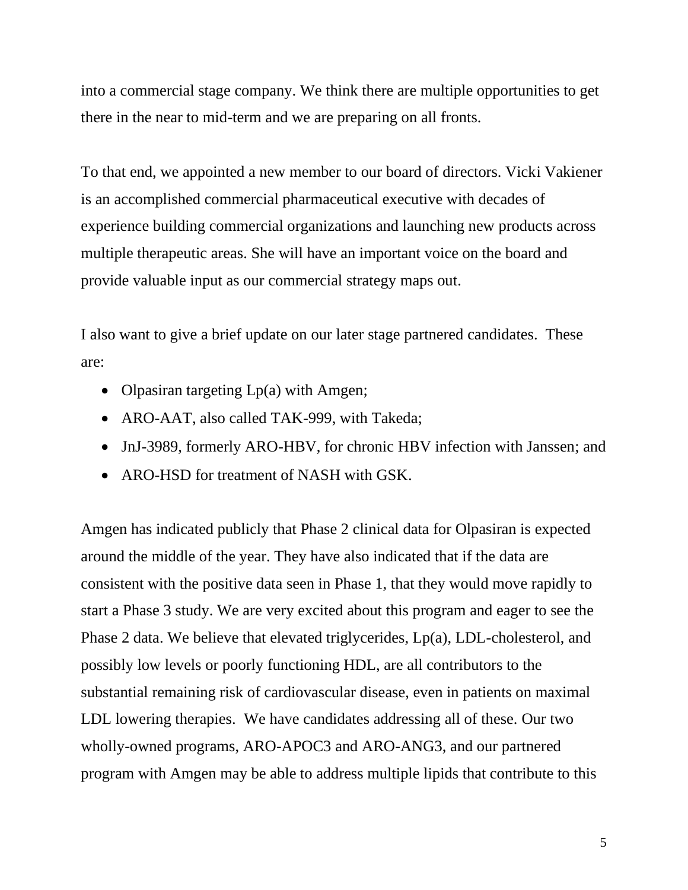into a commercial stage company. We think there are multiple opportunities to get there in the near to mid-term and we are preparing on all fronts.

To that end, we appointed a new member to our board of directors. Vicki Vakiener is an accomplished commercial pharmaceutical executive with decades of experience building commercial organizations and launching new products across multiple therapeutic areas. She will have an important voice on the board and provide valuable input as our commercial strategy maps out.

I also want to give a brief update on our later stage partnered candidates. These are:

- Olpasiran targeting Lp(a) with Amgen;
- ARO-AAT, also called TAK-999, with Takeda;
- JnJ-3989, formerly ARO-HBV, for chronic HBV infection with Janssen; and
- ARO-HSD for treatment of NASH with GSK.

Amgen has indicated publicly that Phase 2 clinical data for Olpasiran is expected around the middle of the year. They have also indicated that if the data are consistent with the positive data seen in Phase 1, that they would move rapidly to start a Phase 3 study. We are very excited about this program and eager to see the Phase 2 data. We believe that elevated triglycerides, Lp(a), LDL-cholesterol, and possibly low levels or poorly functioning HDL, are all contributors to the substantial remaining risk of cardiovascular disease, even in patients on maximal LDL lowering therapies. We have candidates addressing all of these. Our two wholly-owned programs, ARO-APOC3 and ARO-ANG3, and our partnered program with Amgen may be able to address multiple lipids that contribute to this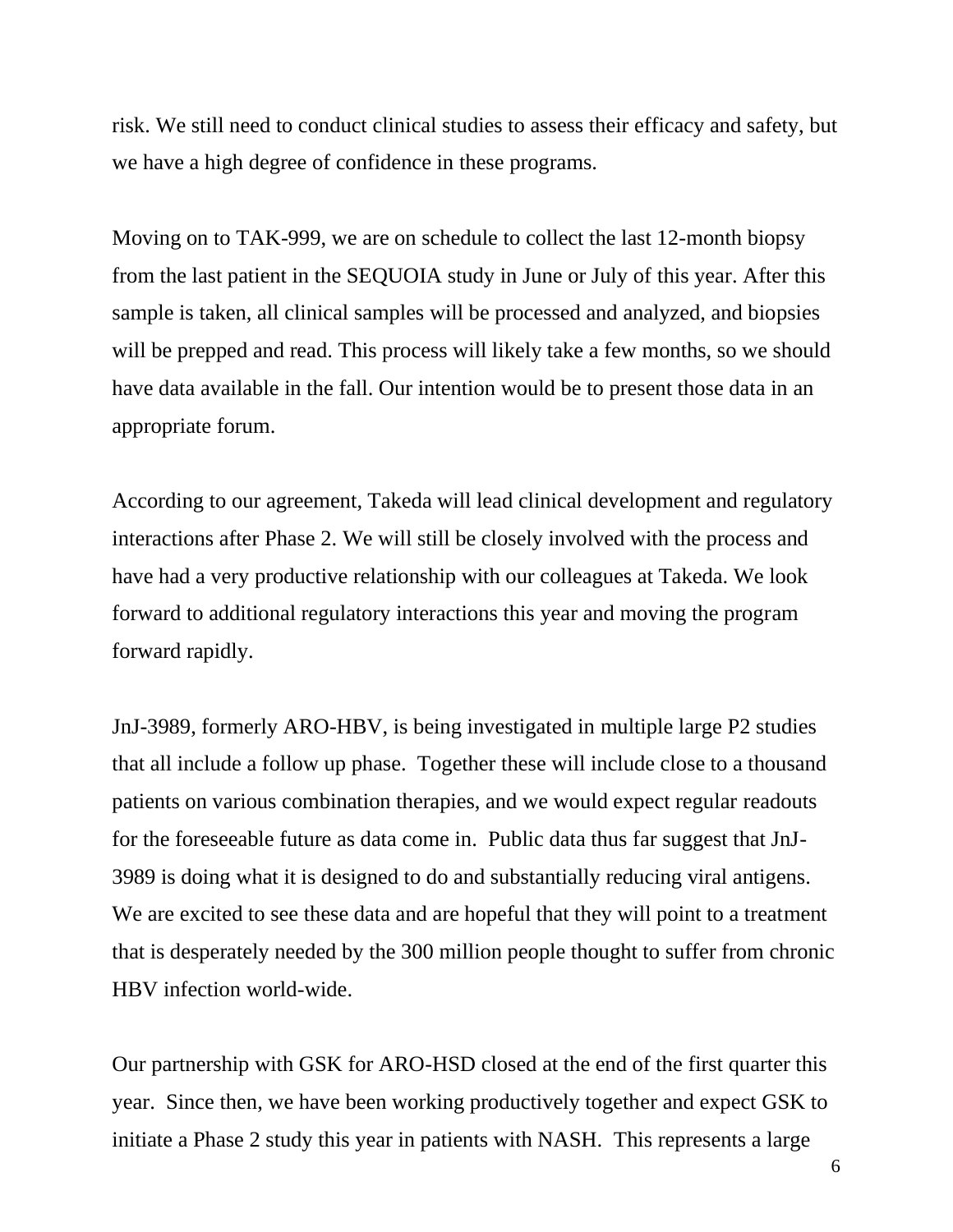risk. We still need to conduct clinical studies to assess their efficacy and safety, but we have a high degree of confidence in these programs.

Moving on to TAK-999, we are on schedule to collect the last 12-month biopsy from the last patient in the SEQUOIA study in June or July of this year. After this sample is taken, all clinical samples will be processed and analyzed, and biopsies will be prepped and read. This process will likely take a few months, so we should have data available in the fall. Our intention would be to present those data in an appropriate forum.

According to our agreement, Takeda will lead clinical development and regulatory interactions after Phase 2. We will still be closely involved with the process and have had a very productive relationship with our colleagues at Takeda. We look forward to additional regulatory interactions this year and moving the program forward rapidly.

JnJ-3989, formerly ARO-HBV, is being investigated in multiple large P2 studies that all include a follow up phase. Together these will include close to a thousand patients on various combination therapies, and we would expect regular readouts for the foreseeable future as data come in. Public data thus far suggest that JnJ-3989 is doing what it is designed to do and substantially reducing viral antigens. We are excited to see these data and are hopeful that they will point to a treatment that is desperately needed by the 300 million people thought to suffer from chronic HBV infection world-wide.

Our partnership with GSK for ARO-HSD closed at the end of the first quarter this year. Since then, we have been working productively together and expect GSK to initiate a Phase 2 study this year in patients with NASH. This represents a large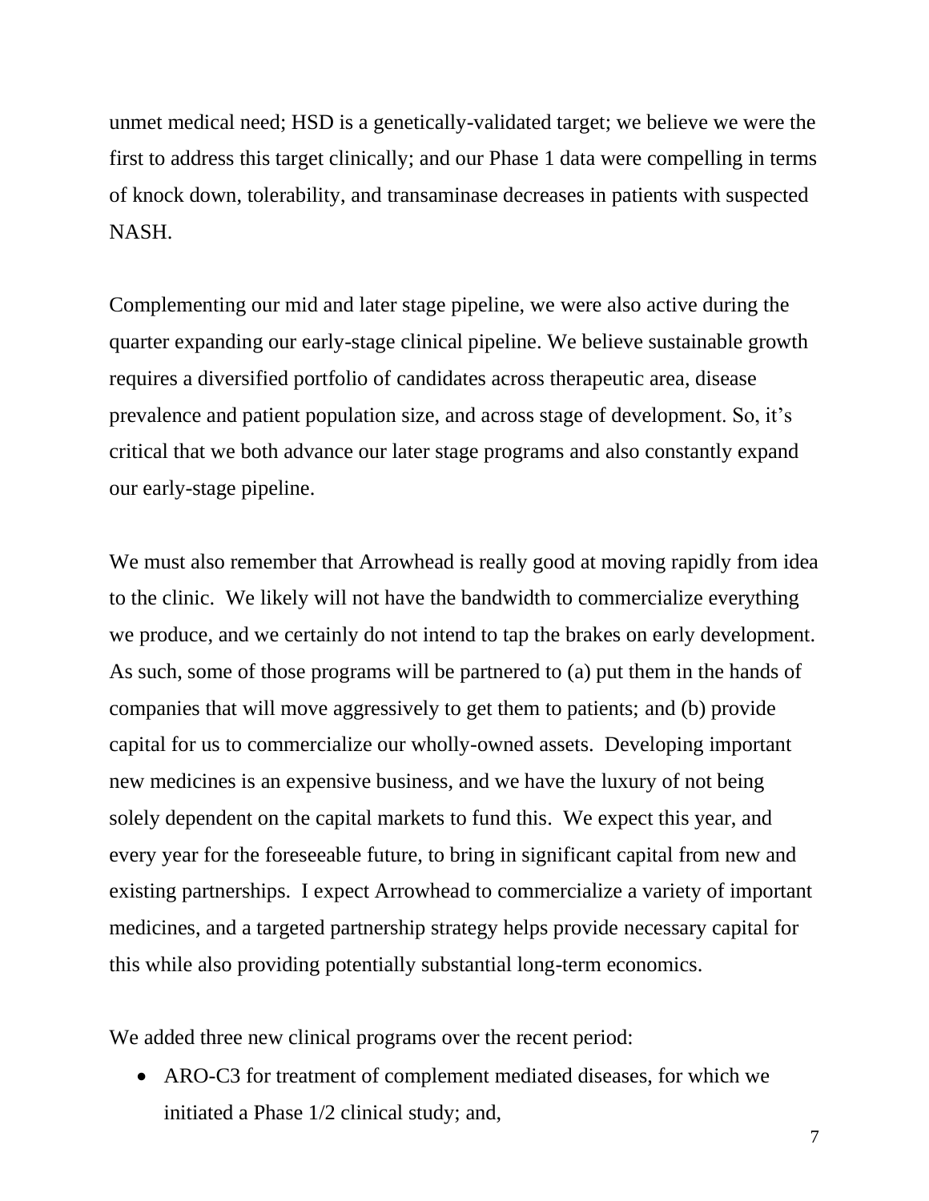unmet medical need; HSD is a genetically-validated target; we believe we were the first to address this target clinically; and our Phase 1 data were compelling in terms of knock down, tolerability, and transaminase decreases in patients with suspected NASH.

Complementing our mid and later stage pipeline, we were also active during the quarter expanding our early-stage clinical pipeline. We believe sustainable growth requires a diversified portfolio of candidates across therapeutic area, disease prevalence and patient population size, and across stage of development. So, it's critical that we both advance our later stage programs and also constantly expand our early-stage pipeline.

We must also remember that Arrowhead is really good at moving rapidly from idea to the clinic. We likely will not have the bandwidth to commercialize everything we produce, and we certainly do not intend to tap the brakes on early development. As such, some of those programs will be partnered to (a) put them in the hands of companies that will move aggressively to get them to patients; and (b) provide capital for us to commercialize our wholly-owned assets. Developing important new medicines is an expensive business, and we have the luxury of not being solely dependent on the capital markets to fund this. We expect this year, and every year for the foreseeable future, to bring in significant capital from new and existing partnerships. I expect Arrowhead to commercialize a variety of important medicines, and a targeted partnership strategy helps provide necessary capital for this while also providing potentially substantial long-term economics.

We added three new clinical programs over the recent period:

- ARO-C3 for treatment of complement mediated diseases, for which we initiated a Phase 1/2 clinical study; and,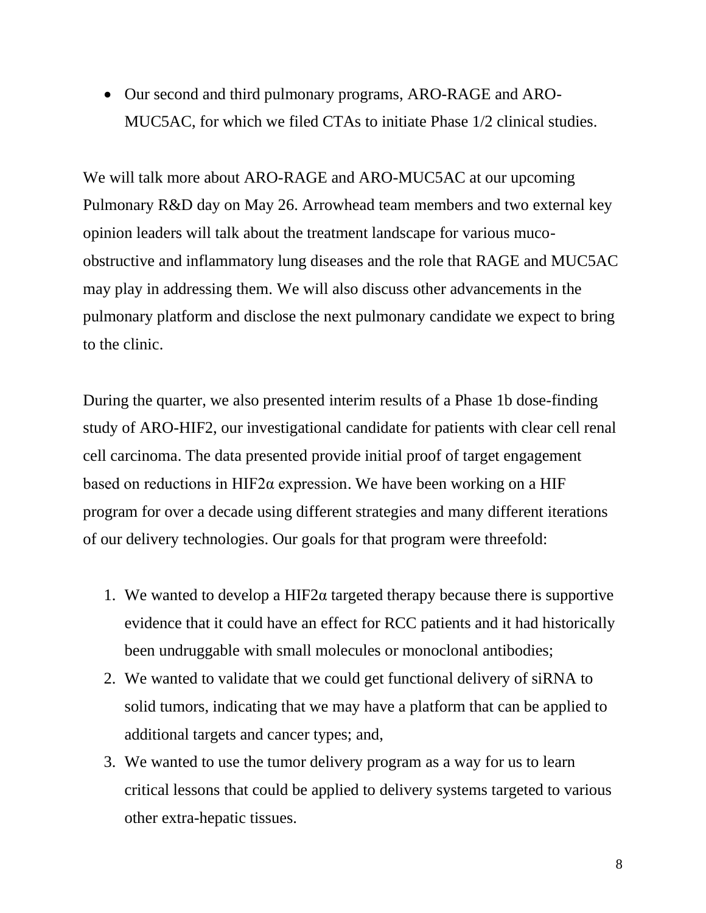- Our second and third pulmonary programs, ARO-RAGE and ARO-MUC5AC, for which we filed CTAs to initiate Phase 1/2 clinical studies.

We will talk more about ARO-RAGE and ARO-MUC5AC at our upcoming Pulmonary R&D day on May 26. Arrowhead team members and two external key opinion leaders will talk about the treatment landscape for various muco-obstructive and inflammatory lung diseases and the role that RAGE and MUC5AC may play in addressing them. We will also discuss other advancements in the pulmonary platform and disclose the next pulmonary candidate we expect to bring to the clinic.

During the quarter, we also presented interim results of a Phase 1b dose-finding study of ARO-HIF2, our investigational candidate for patients with clear cell renal cell carcinoma. The data presented provide initial proof of target engagement based on reductions in HIF2α expression. We have been working on a HIF program for over a decade using different strategies and many different iterations of our delivery technologies. Our goals for that program were threefold:

1. We wanted to develop a HIF2α targeted therapy because there is supportive evidence that it could have an effect for RCC patients and it had historically been undruggable with small molecules or monoclonal antibodies;
2. We wanted to validate that we could get functional delivery of siRNA to solid tumors, indicating that we may have a platform that can be applied to additional targets and cancer types; and,
3. We wanted to use the tumor delivery program as a way for us to learn critical lessons that could be applied to delivery systems targeted to various other extra-hepatic tissues.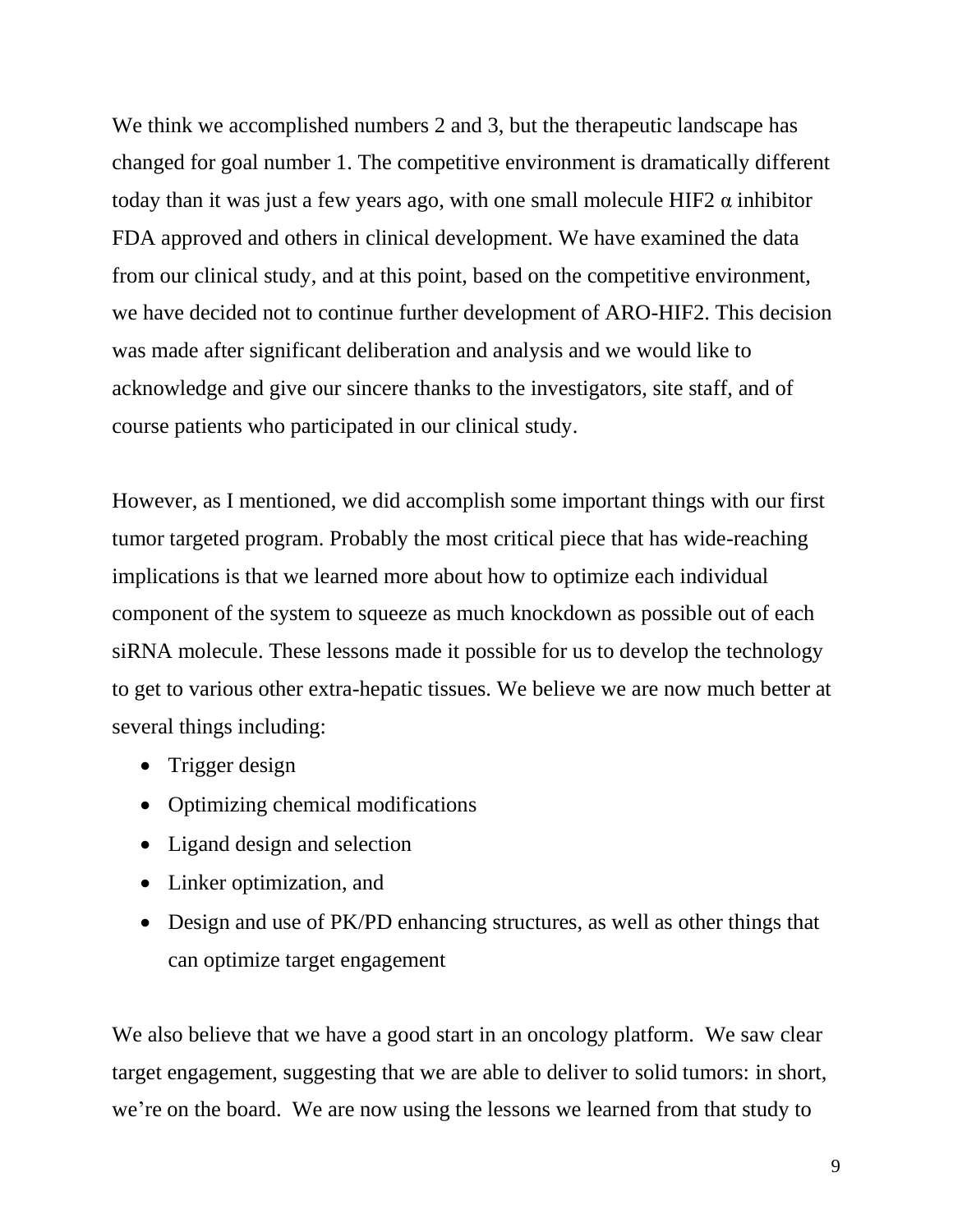We think we accomplished numbers 2 and 3, but the therapeutic landscape has changed for goal number 1. The competitive environment is dramatically different today than it was just a few years ago, with one small molecule HIF2 $\alpha$ inhibitor FDA approved and others in clinical development. We have examined the data from our clinical study, and at this point, based on the competitive environment, we have decided not to continue further development of ARO-HIF2. This decision was made after significant deliberation and analysis and we would like to acknowledge and give our sincere thanks to the investigators, site staff, and of course patients who participated in our clinical study.

However, as I mentioned, we did accomplish some important things with our first tumor targeted program. Probably the most critical piece that has wide-reaching implications is that we learned more about how to optimize each individual component of the system to squeeze as much knockdown as possible out of each siRNA molecule. These lessons made it possible for us to develop the technology to get to various other extra-hepatic tissues. We believe we are now much better at several things including:

- Trigger design
- Optimizing chemical modifications
- Ligand design and selection
- Linker optimization, and
- Design and use of PK/PD enhancing structures, as well as other things that can optimize target engagement

We also believe that we have a good start in an oncology platform. We saw clear target engagement, suggesting that we are able to deliver to solid tumors: in short, we're on the board. We are now using the lessons we learned from that study to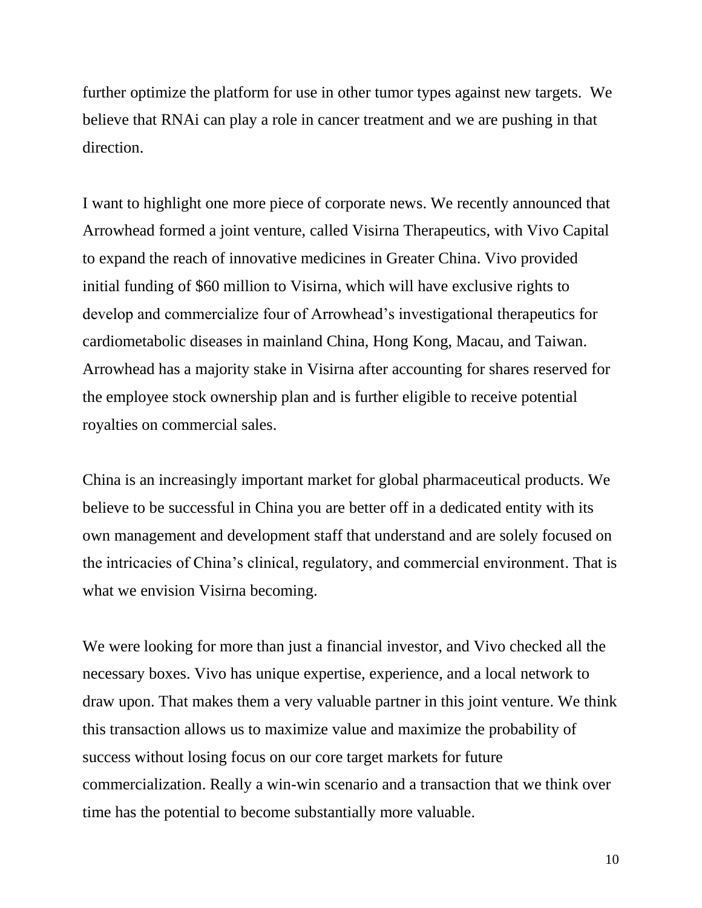further optimize the platform for use in other tumor types against new targets. We believe that RNAi can play a role in cancer treatment and we are pushing in that direction.

I want to highlight one more piece of corporate news. We recently announced that Arrowhead formed a joint venture, called Visirna Therapeutics, with Vivo Capital to expand the reach of innovative medicines in Greater China. Vivo provided initial funding of $60 million to Visirna, which will have exclusive rights to develop and commercialize four of Arrowhead's investigational therapeutics for cardiometabolic diseases in mainland China, Hong Kong, Macau, and Taiwan. Arrowhead has a majority stake in Visirna after accounting for shares reserved for the employee stock ownership plan and is further eligible to receive potential royalties on commercial sales.

China is an increasingly important market for global pharmaceutical products. We believe to be successful in China you are better off in a dedicated entity with its own management and development staff that understand and are solely focused on the intricacies of China's clinical, regulatory, and commercial environment. That is what we envision Visirna becoming.

We were looking for more than just a financial investor, and Vivo checked all the necessary boxes. Vivo has unique expertise, experience, and a local network to draw upon. That makes them a very valuable partner in this joint venture. We think this transaction allows us to maximize value and maximize the probability of success without losing focus on our core target markets for future commercialization. Really a win-win scenario and a transaction that we think over time has the potential to become substantially more valuable.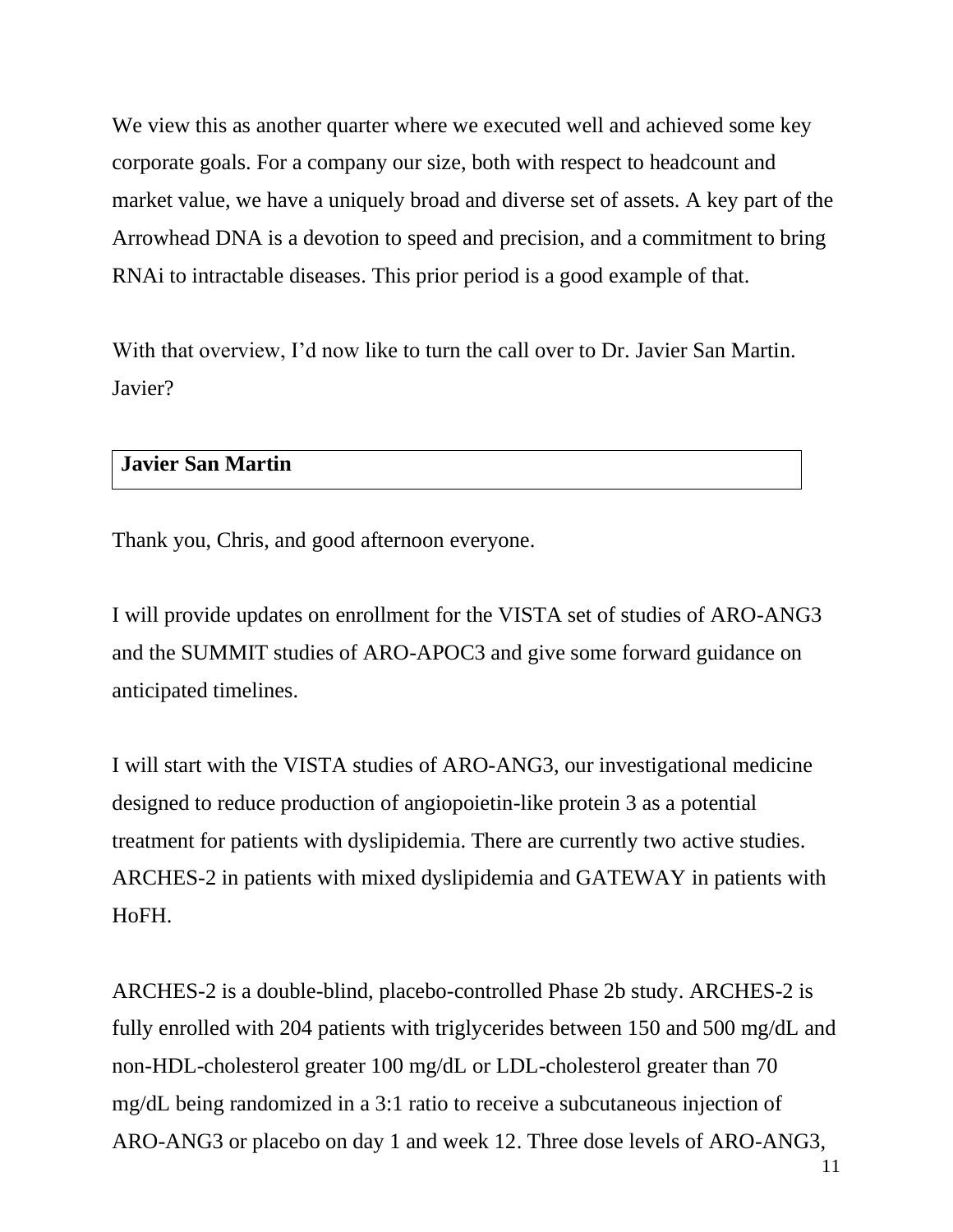We view this as another quarter where we executed well and achieved some key corporate goals. For a company our size, both with respect to headcount and market value, we have a uniquely broad and diverse set of assets. A key part of the Arrowhead DNA is a devotion to speed and precision, and a commitment to bring RNAi to intractable diseases. This prior period is a good example of that.

With that overview, I'd now like to turn the call over to Dr. Javier San Martin. Javier?

| **Javier San Martin** |
| --- |

Thank you, Chris, and good afternoon everyone.

I will provide updates on enrollment for the VISTA set of studies of ARO-ANG3 and the SUMMIT studies of ARO-APOC3 and give some forward guidance on anticipated timelines.

I will start with the VISTA studies of ARO-ANG3, our investigational medicine designed to reduce production of angiopoietin-like protein 3 as a potential treatment for patients with dyslipidemia. There are currently two active studies. ARCHES-2 in patients with mixed dyslipidemia and GATEWAY in patients with HoFH.

ARCHES-2 is a double-blind, placebo-controlled Phase 2b study. ARCHES-2 is fully enrolled with 204 patients with triglycerides between 150 and 500 mg/dL and non-HDL-cholesterol greater 100 mg/dL or LDL-cholesterol greater than 70 mg/dL being randomized in a 3:1 ratio to receive a subcutaneous injection of ARO-ANG3 or placebo on day 1 and week 12. Three dose levels of ARO-ANG3,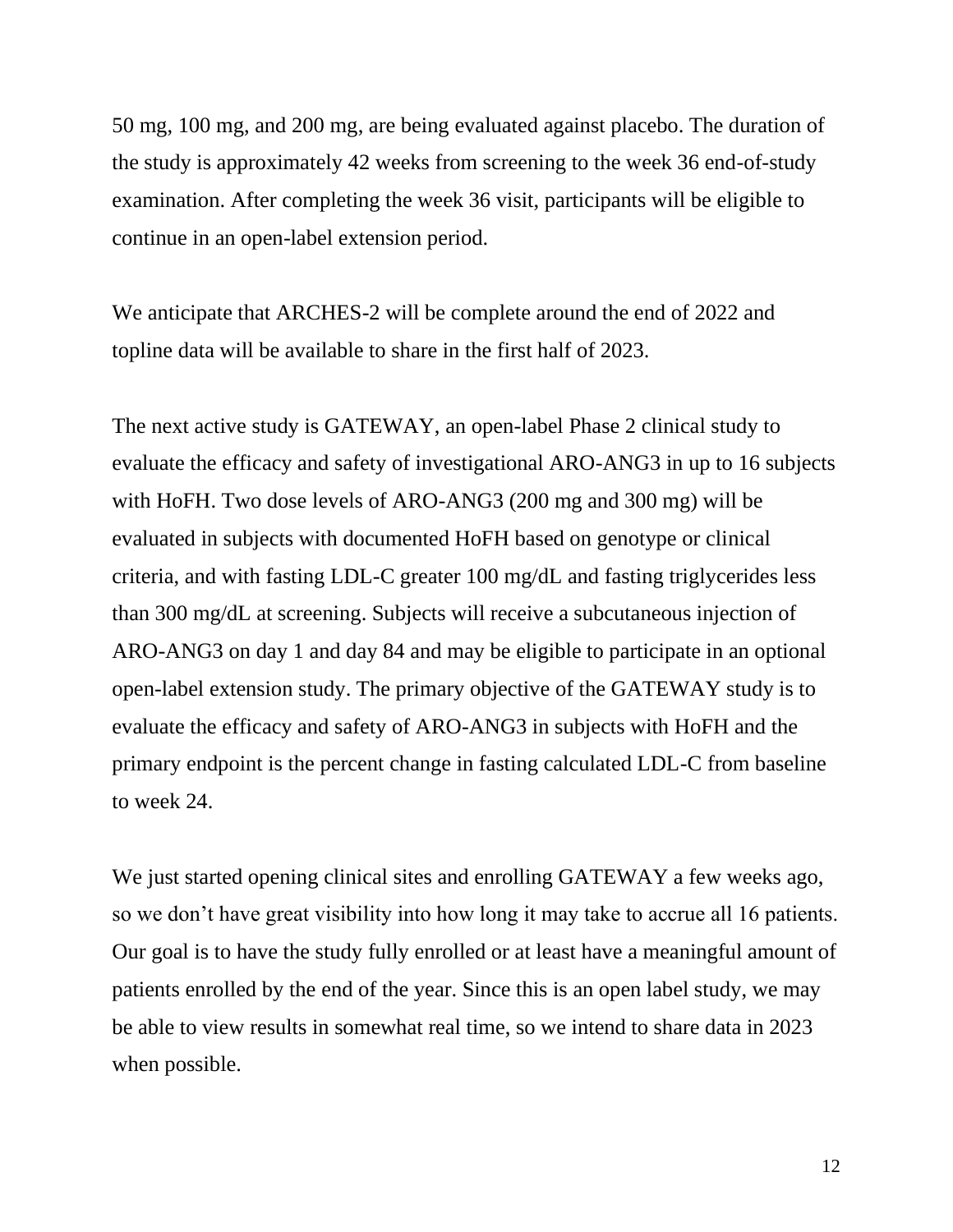50 mg, 100 mg, and 200 mg, are being evaluated against placebo. The duration of the study is approximately 42 weeks from screening to the week 36 end-of-study examination. After completing the week 36 visit, participants will be eligible to continue in an open-label extension period.

We anticipate that ARCHES-2 will be complete around the end of 2022 and topline data will be available to share in the first half of 2023.

The next active study is GATEWAY, an open-label Phase 2 clinical study to evaluate the efficacy and safety of investigational ARO-ANG3 in up to 16 subjects with HoFH. Two dose levels of ARO-ANG3 (200 mg and 300 mg) will be evaluated in subjects with documented HoFH based on genotype or clinical criteria, and with fasting LDL-C greater 100 mg/dL and fasting triglycerides less than 300 mg/dL at screening. Subjects will receive a subcutaneous injection of ARO-ANG3 on day 1 and day 84 and may be eligible to participate in an optional open-label extension study. The primary objective of the GATEWAY study is to evaluate the efficacy and safety of ARO-ANG3 in subjects with HoFH and the primary endpoint is the percent change in fasting calculated LDL-C from baseline to week 24.

We just started opening clinical sites and enrolling GATEWAY a few weeks ago, so we don't have great visibility into how long it may take to accrue all 16 patients. Our goal is to have the study fully enrolled or at least have a meaningful amount of patients enrolled by the end of the year. Since this is an open label study, we may be able to view results in somewhat real time, so we intend to share data in 2023 when possible.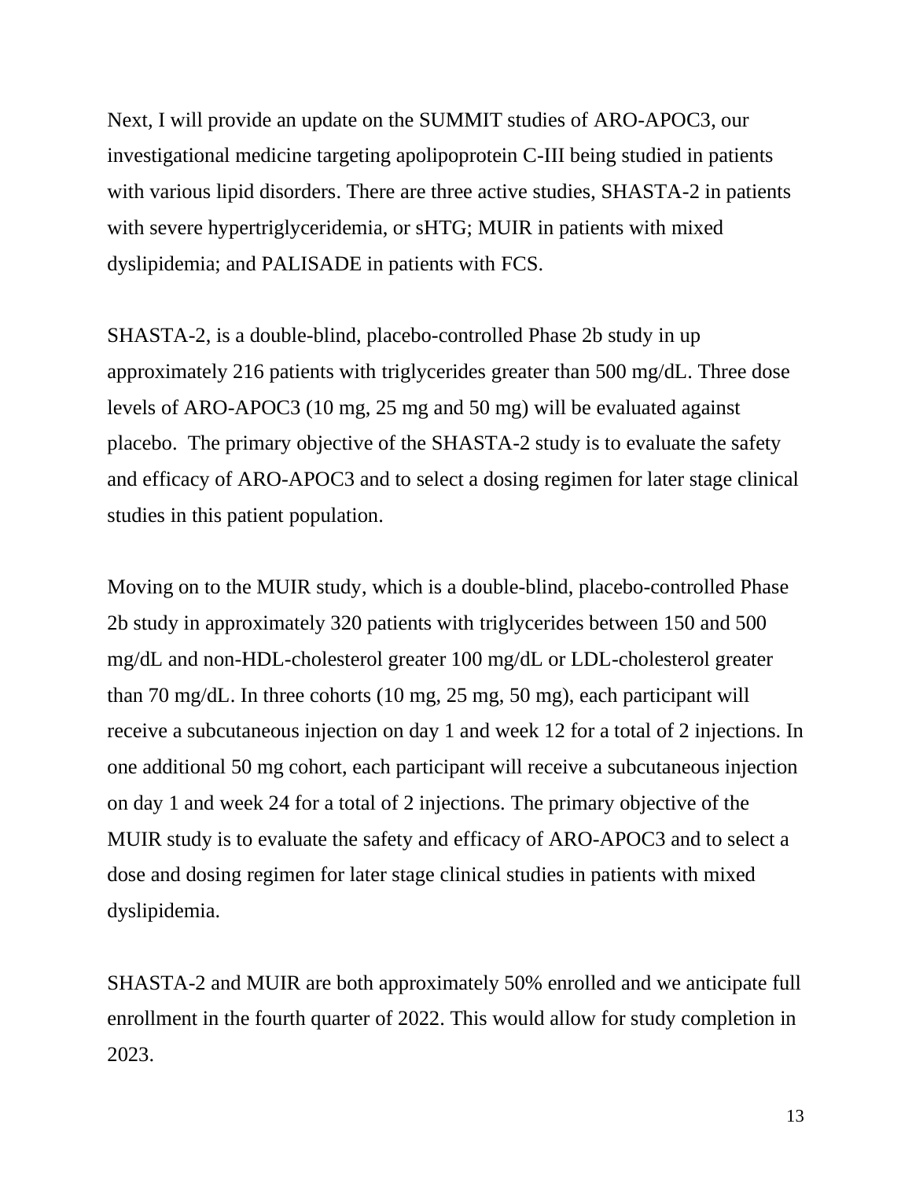Next, I will provide an update on the SUMMIT studies of ARO-APOC3, our investigational medicine targeting apolipoprotein C-III being studied in patients with various lipid disorders. There are three active studies, SHASTA-2 in patients with severe hypertriglyceridemia, or sHTG; MUIR in patients with mixed dyslipidemia; and PALISADE in patients with FCS.

SHASTA-2, is a double-blind, placebo-controlled Phase 2b study in up approximately 216 patients with triglycerides greater than 500 mg/dL. Three dose levels of ARO-APOC3 (10 mg, 25 mg and 50 mg) will be evaluated against placebo. The primary objective of the SHASTA-2 study is to evaluate the safety and efficacy of ARO-APOC3 and to select a dosing regimen for later stage clinical studies in this patient population.

Moving on to the MUIR study, which is a double-blind, placebo-controlled Phase 2b study in approximately 320 patients with triglycerides between 150 and 500 mg/dL and non-HDL-cholesterol greater 100 mg/dL or LDL-cholesterol greater than 70 mg/dL. In three cohorts (10 mg, 25 mg, 50 mg), each participant will receive a subcutaneous injection on day 1 and week 12 for a total of 2 injections. In one additional 50 mg cohort, each participant will receive a subcutaneous injection on day 1 and week 24 for a total of 2 injections. The primary objective of the MUIR study is to evaluate the safety and efficacy of ARO-APOC3 and to select a dose and dosing regimen for later stage clinical studies in patients with mixed dyslipidemia.

SHASTA-2 and MUIR are both approximately 50% enrolled and we anticipate full enrollment in the fourth quarter of 2022. This would allow for study completion in 2023.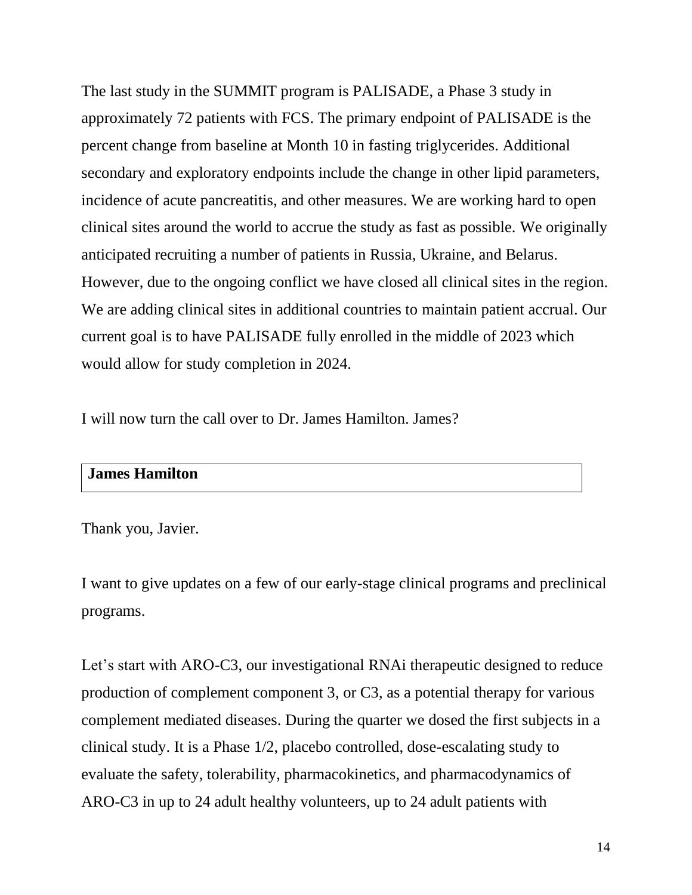The last study in the SUMMIT program is PALISADE, a Phase 3 study in approximately 72 patients with FCS. The primary endpoint of PALISADE is the percent change from baseline at Month 10 in fasting triglycerides. Additional secondary and exploratory endpoints include the change in other lipid parameters, incidence of acute pancreatitis, and other measures. We are working hard to open clinical sites around the world to accrue the study as fast as possible. We originally anticipated recruiting a number of patients in Russia, Ukraine, and Belarus. However, due to the ongoing conflict we have closed all clinical sites in the region. We are adding clinical sites in additional countries to maintain patient accrual. Our current goal is to have PALISADE fully enrolled in the middle of 2023 which would allow for study completion in 2024.

I will now turn the call over to Dr. James Hamilton. James?

| **James Hamilton** |
| --- |

Thank you, Javier.

I want to give updates on a few of our early-stage clinical programs and preclinical programs.

Let's start with ARO-C3, our investigational RNAi therapeutic designed to reduce production of complement component 3, or C3, as a potential therapy for various complement mediated diseases. During the quarter we dosed the first subjects in a clinical study. It is a Phase 1/2, placebo controlled, dose-escalating study to evaluate the safety, tolerability, pharmacokinetics, and pharmacodynamics of ARO-C3 in up to 24 adult healthy volunteers, up to 24 adult patients with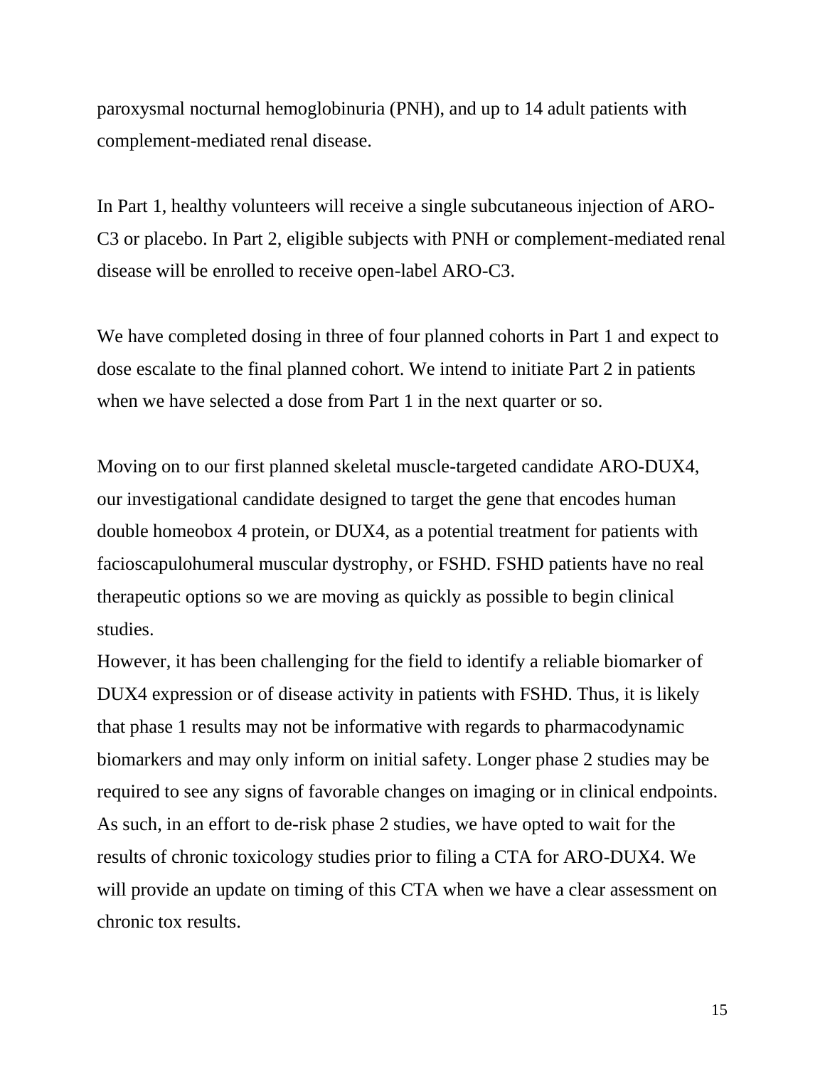paroxysmal nocturnal hemoglobinuria (PNH), and up to 14 adult patients with complement-mediated renal disease.

In Part 1, healthy volunteers will receive a single subcutaneous injection of ARO-C3 or placebo. In Part 2, eligible subjects with PNH or complement-mediated renal disease will be enrolled to receive open-label ARO-C3.

We have completed dosing in three of four planned cohorts in Part 1 and expect to dose escalate to the final planned cohort. We intend to initiate Part 2 in patients when we have selected a dose from Part 1 in the next quarter or so.

Moving on to our first planned skeletal muscle-targeted candidate ARO-DUX4, our investigational candidate designed to target the gene that encodes human double homeobox 4 protein, or DUX4, as a potential treatment for patients with facioscapulohumeral muscular dystrophy, or FSHD. FSHD patients have no real therapeutic options so we are moving as quickly as possible to begin clinical studies.

However, it has been challenging for the field to identify a reliable biomarker of DUX4 expression or of disease activity in patients with FSHD. Thus, it is likely that phase 1 results may not be informative with regards to pharmacodynamic biomarkers and may only inform on initial safety. Longer phase 2 studies may be required to see any signs of favorable changes on imaging or in clinical endpoints. As such, in an effort to de-risk phase 2 studies, we have opted to wait for the results of chronic toxicology studies prior to filing a CTA for ARO-DUX4. We will provide an update on timing of this CTA when we have a clear assessment on chronic tox results.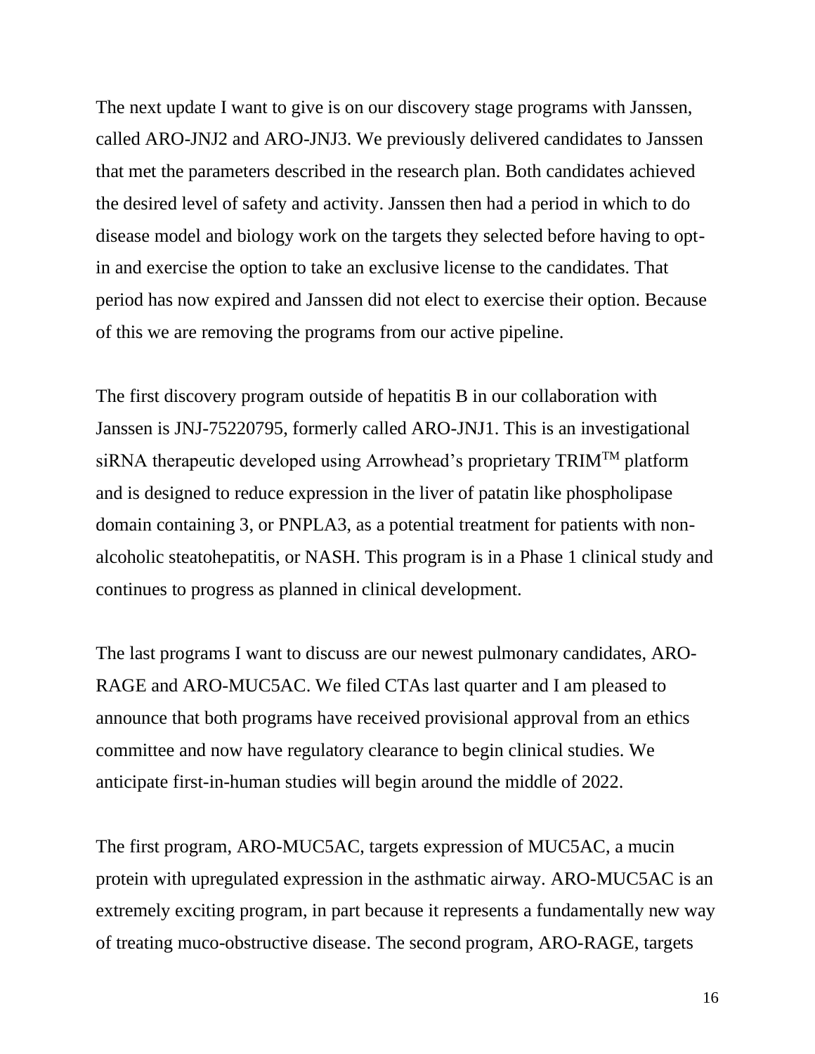The next update I want to give is on our discovery stage programs with Janssen, called ARO-JNJ2 and ARO-JNJ3. We previously delivered candidates to Janssen that met the parameters described in the research plan. Both candidates achieved the desired level of safety and activity. Janssen then had a period in which to do disease model and biology work on the targets they selected before having to opt-in and exercise the option to take an exclusive license to the candidates. That period has now expired and Janssen did not elect to exercise their option. Because of this we are removing the programs from our active pipeline.

The first discovery program outside of hepatitis B in our collaboration with Janssen is JNJ-75220795, formerly called ARO-JNJ1. This is an investigational siRNA therapeutic developed using Arrowhead's proprietary TRIM™ platform and is designed to reduce expression in the liver of patatin like phospholipase domain containing 3, or PNPLA3, as a potential treatment for patients with non-alcoholic steatohepatitis, or NASH. This program is in a Phase 1 clinical study and continues to progress as planned in clinical development.

The last programs I want to discuss are our newest pulmonary candidates, ARO-RAGE and ARO-MUC5AC. We filed CTAs last quarter and I am pleased to announce that both programs have received provisional approval from an ethics committee and now have regulatory clearance to begin clinical studies. We anticipate first-in-human studies will begin around the middle of 2022.

The first program, ARO-MUC5AC, targets expression of MUC5AC, a mucin protein with upregulated expression in the asthmatic airway. ARO-MUC5AC is an extremely exciting program, in part because it represents a fundamentally new way of treating muco-obstructive disease. The second program, ARO-RAGE, targets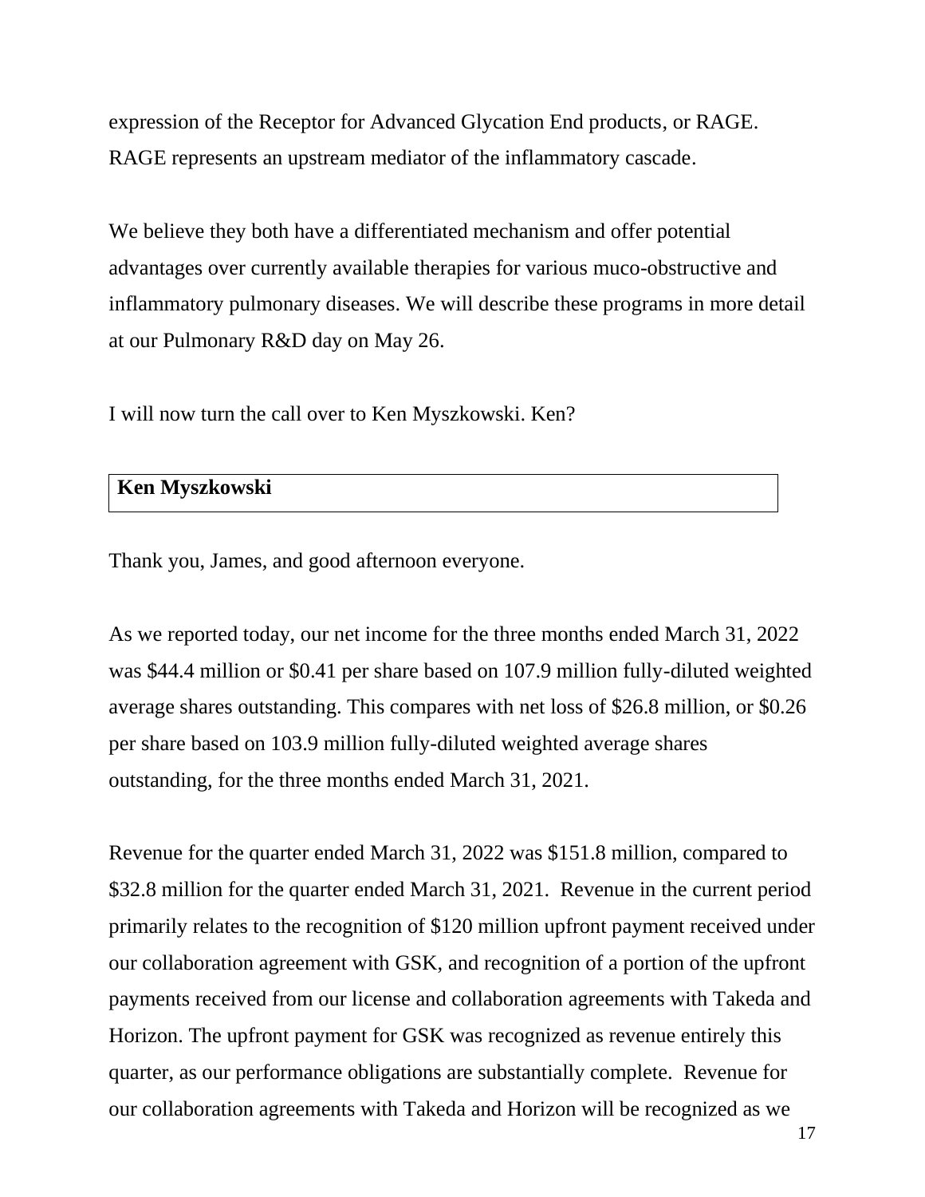expression of the Receptor for Advanced Glycation End products, or RAGE. RAGE represents an upstream mediator of the inflammatory cascade.

We believe they both have a differentiated mechanism and offer potential advantages over currently available therapies for various muco-obstructive and inflammatory pulmonary diseases. We will describe these programs in more detail at our Pulmonary R&D day on May 26.

I will now turn the call over to Ken Myszkowski. Ken?

**Ken Myszkowski**

Thank you, James, and good afternoon everyone.

As we reported today, our net income for the three months ended March 31, 2022 was $44.4 million or $0.41 per share based on 107.9 million fully-diluted weighted average shares outstanding. This compares with net loss of $26.8 million, or $0.26 per share based on 103.9 million fully-diluted weighted average shares outstanding, for the three months ended March 31, 2021.

Revenue for the quarter ended March 31, 2022 was $151.8 million, compared to $32.8 million for the quarter ended March 31, 2021. Revenue in the current period primarily relates to the recognition of $120 million upfront payment received under our collaboration agreement with GSK, and recognition of a portion of the upfront payments received from our license and collaboration agreements with Takeda and Horizon. The upfront payment for GSK was recognized as revenue entirely this quarter, as our performance obligations are substantially complete. Revenue for our collaboration agreements with Takeda and Horizon will be recognized as we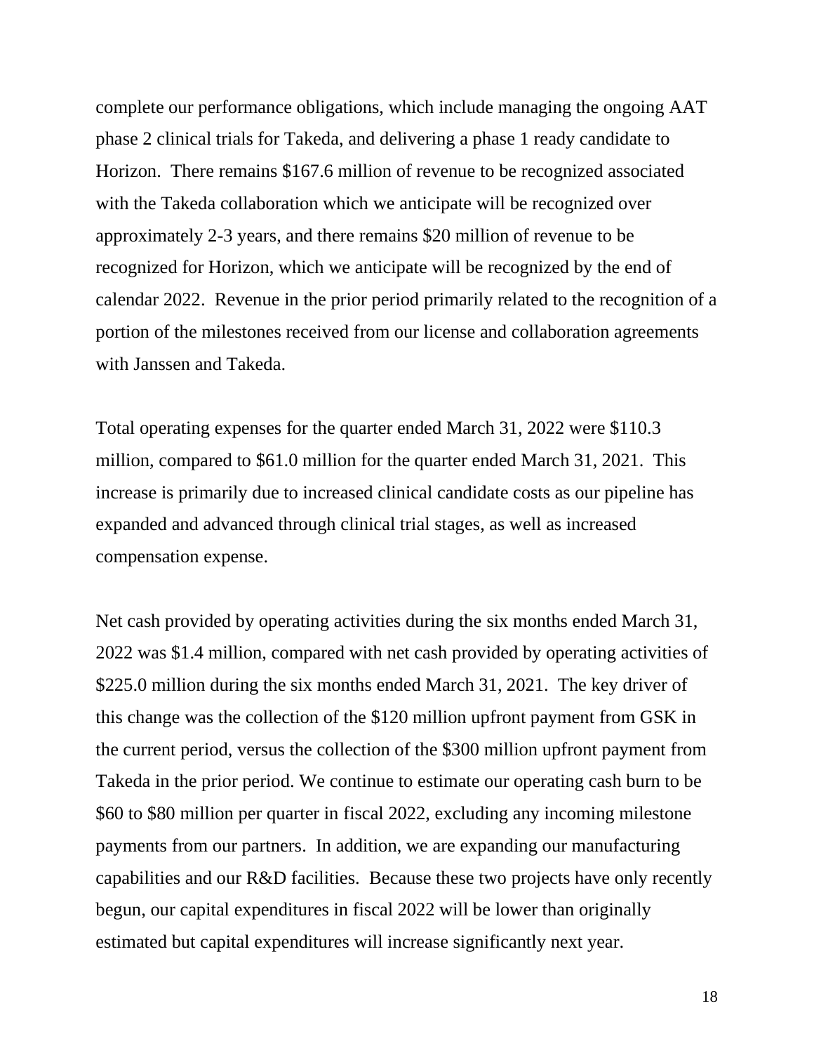complete our performance obligations, which include managing the ongoing AAT phase 2 clinical trials for Takeda, and delivering a phase 1 ready candidate to Horizon. There remains $167.6 million of revenue to be recognized associated with the Takeda collaboration which we anticipate will be recognized over approximately 2-3 years, and there remains $20 million of revenue to be recognized for Horizon, which we anticipate will be recognized by the end of calendar 2022. Revenue in the prior period primarily related to the recognition of a portion of the milestones received from our license and collaboration agreements with Janssen and Takeda.

Total operating expenses for the quarter ended March 31, 2022 were $110.3 million, compared to $61.0 million for the quarter ended March 31, 2021. This increase is primarily due to increased clinical candidate costs as our pipeline has expanded and advanced through clinical trial stages, as well as increased compensation expense.

Net cash provided by operating activities during the six months ended March 31, 2022 was $1.4 million, compared with net cash provided by operating activities of $225.0 million during the six months ended March 31, 2021. The key driver of this change was the collection of the $120 million upfront payment from GSK in the current period, versus the collection of the $300 million upfront payment from Takeda in the prior period. We continue to estimate our operating cash burn to be $60 to $80 million per quarter in fiscal 2022, excluding any incoming milestone payments from our partners. In addition, we are expanding our manufacturing capabilities and our R&D facilities. Because these two projects have only recently begun, our capital expenditures in fiscal 2022 will be lower than originally estimated but capital expenditures will increase significantly next year.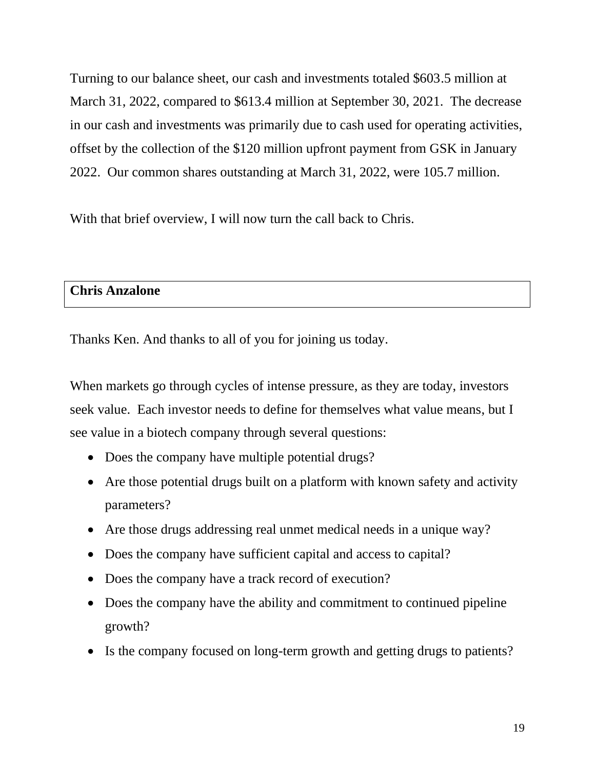Turning to our balance sheet, our cash and investments totaled $603.5 million at March 31, 2022, compared to $613.4 million at September 30, 2021. The decrease in our cash and investments was primarily due to cash used for operating activities, offset by the collection of the $120 million upfront payment from GSK in January 2022. Our common shares outstanding at March 31, 2022, were 105.7 million.

With that brief overview, I will now turn the call back to Chris.

**Chris Anzalone**

Thanks Ken. And thanks to all of you for joining us today.

When markets go through cycles of intense pressure, as they are today, investors seek value. Each investor needs to define for themselves what value means, but I see value in a biotech company through several questions:

- Does the company have multiple potential drugs?
- Are those potential drugs built on a platform with known safety and activity parameters?
- Are those drugs addressing real unmet medical needs in a unique way?
- Does the company have sufficient capital and access to capital?
- Does the company have a track record of execution?
- Does the company have the ability and commitment to continued pipeline growth?
- Is the company focused on long-term growth and getting drugs to patients?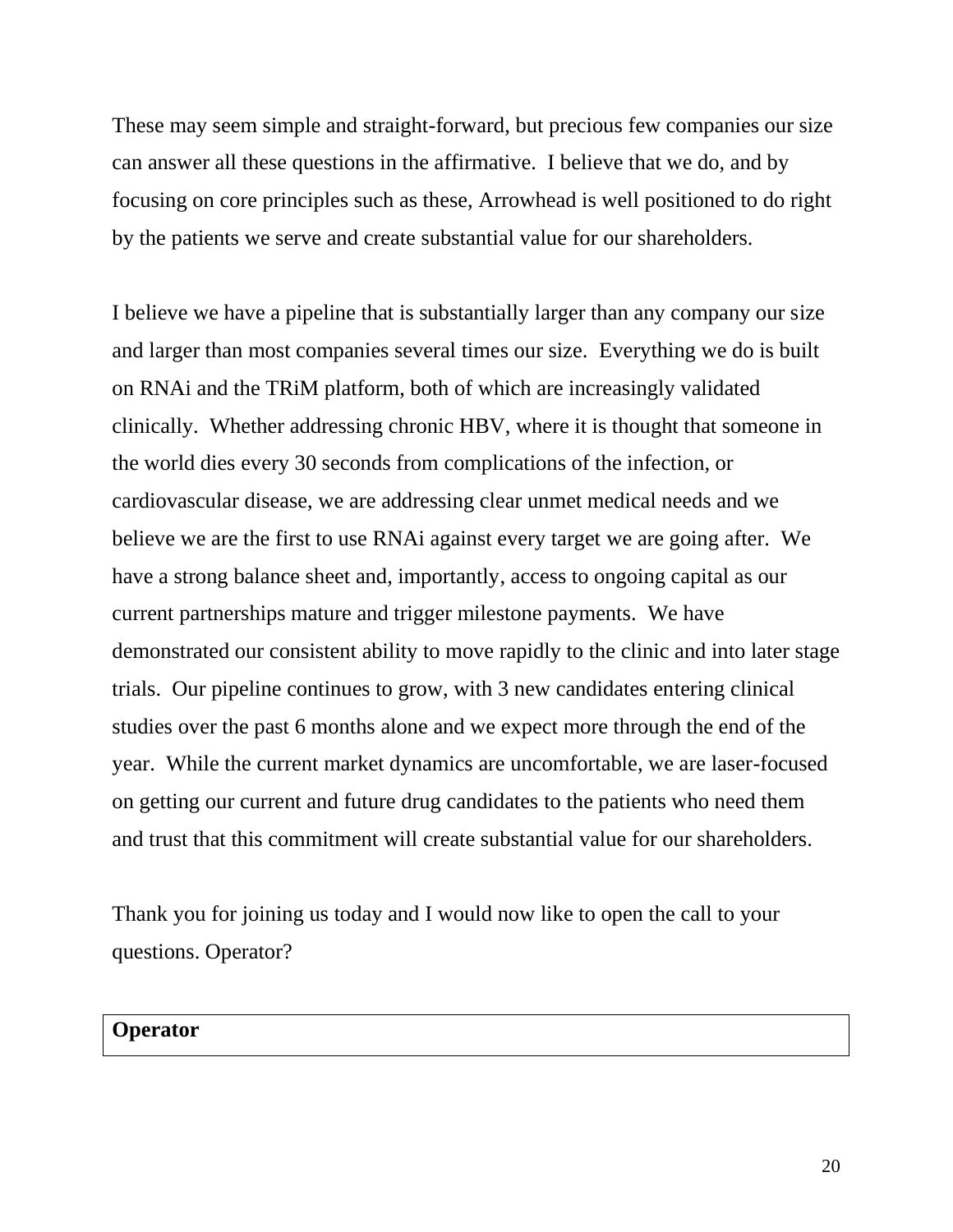These may seem simple and straight-forward, but precious few companies our size can answer all these questions in the affirmative. I believe that we do, and by focusing on core principles such as these, Arrowhead is well positioned to do right by the patients we serve and create substantial value for our shareholders.

I believe we have a pipeline that is substantially larger than any company our size and larger than most companies several times our size. Everything we do is built on RNAi and the TRiM platform, both of which are increasingly validated clinically. Whether addressing chronic HBV, where it is thought that someone in the world dies every 30 seconds from complications of the infection, or cardiovascular disease, we are addressing clear unmet medical needs and we believe we are the first to use RNAi against every target we are going after. We have a strong balance sheet and, importantly, access to ongoing capital as our current partnerships mature and trigger milestone payments. We have demonstrated our consistent ability to move rapidly to the clinic and into later stage trials. Our pipeline continues to grow, with 3 new candidates entering clinical studies over the past 6 months alone and we expect more through the end of the year. While the current market dynamics are uncomfortable, we are laser-focused on getting our current and future drug candidates to the patients who need them and trust that this commitment will create substantial value for our shareholders.

Thank you for joining us today and I would now like to open the call to your questions. Operator?

**Operator**